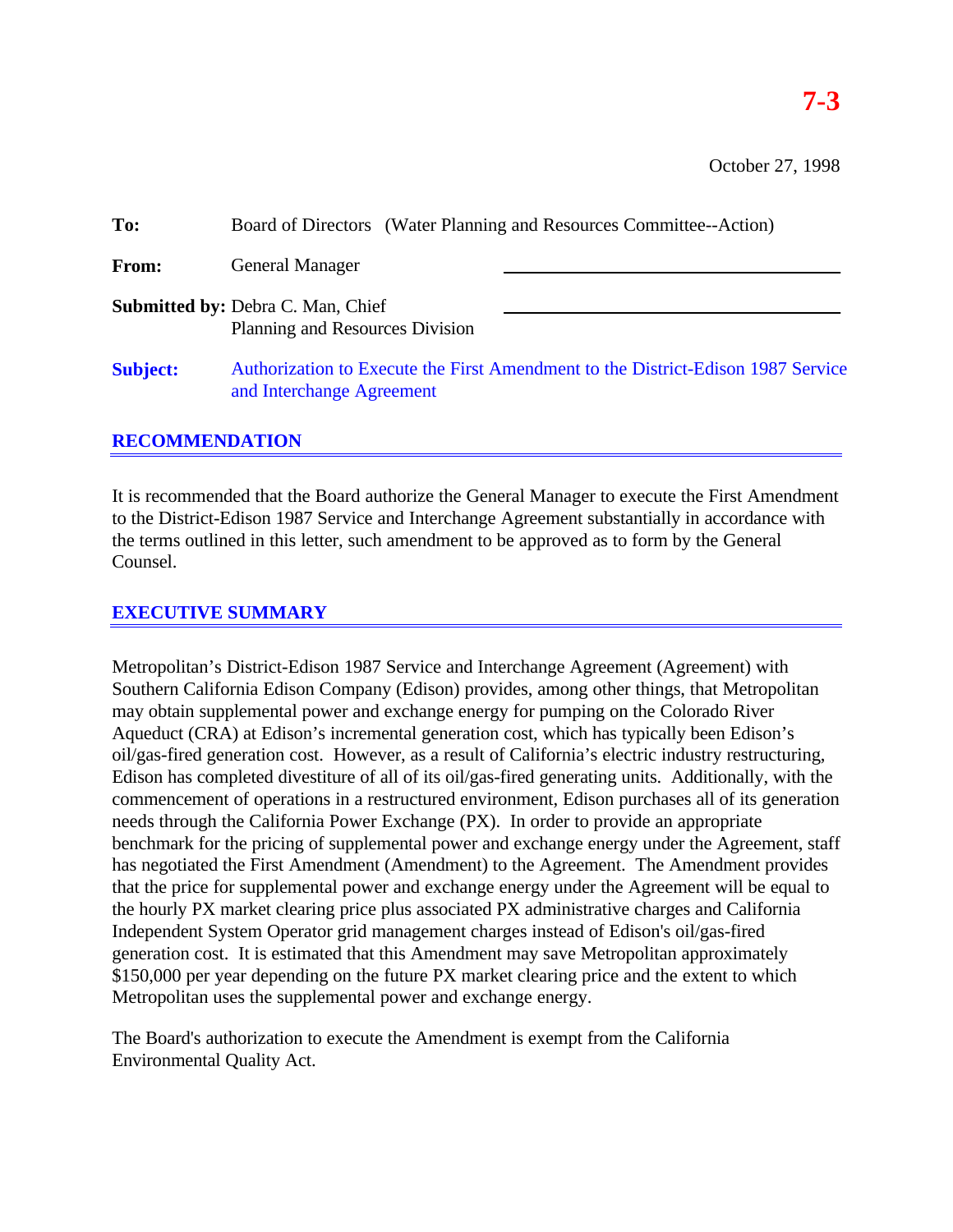**7-3**

October 27, 1998

**To:** Board of Directors (Water Planning and Resources Committee--Action)

**From:** General Manager

**Submitted by:** Debra C. Man, Chief
Planning and Resources Division

**Subject:** Authorization to Execute the First Amendment to the District-Edison 1987 Service and Interchange Agreement

## RECOMMENDATION

It is recommended that the Board authorize the General Manager to execute the First Amendment to the District-Edison 1987 Service and Interchange Agreement substantially in accordance with the terms outlined in this letter, such amendment to be approved as to form by the General Counsel.

## EXECUTIVE SUMMARY

Metropolitan's District-Edison 1987 Service and Interchange Agreement (Agreement) with Southern California Edison Company (Edison) provides, among other things, that Metropolitan may obtain supplemental power and exchange energy for pumping on the Colorado River Aqueduct (CRA) at Edison's incremental generation cost, which has typically been Edison's oil/gas-fired generation cost. However, as a result of California's electric industry restructuring, Edison has completed divestiture of all of its oil/gas-fired generating units. Additionally, with the commencement of operations in a restructured environment, Edison purchases all of its generation needs through the California Power Exchange (PX). In order to provide an appropriate benchmark for the pricing of supplemental power and exchange energy under the Agreement, staff has negotiated the First Amendment (Amendment) to the Agreement. The Amendment provides that the price for supplemental power and exchange energy under the Agreement will be equal to the hourly PX market clearing price plus associated PX administrative charges and California Independent System Operator grid management charges instead of Edison's oil/gas-fired generation cost. It is estimated that this Amendment may save Metropolitan approximately $150,000 per year depending on the future PX market clearing price and the extent to which Metropolitan uses the supplemental power and exchange energy.

The Board's authorization to execute the Amendment is exempt from the California Environmental Quality Act.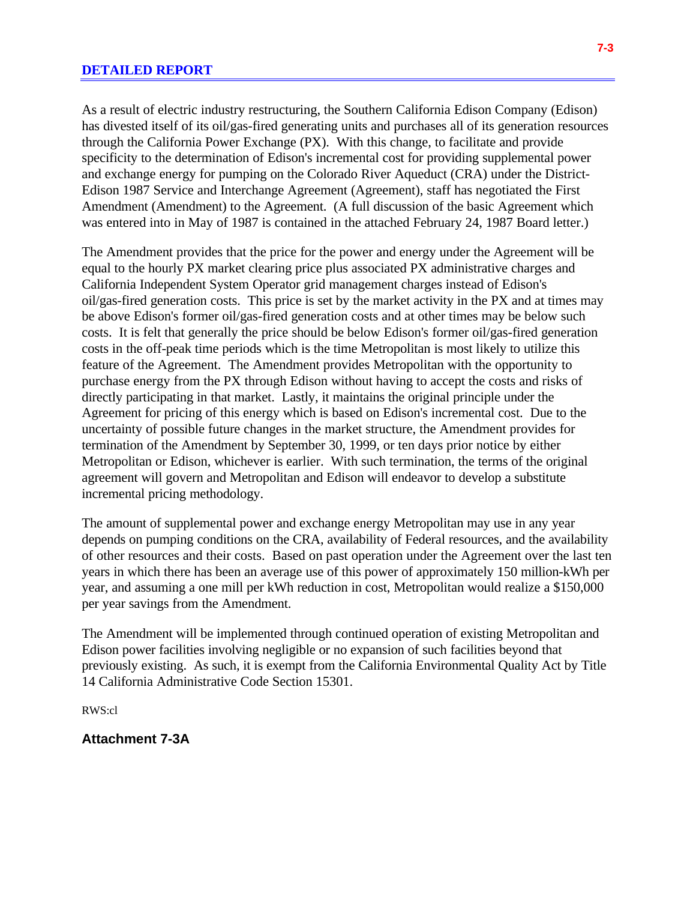## DETAILED REPORT

As a result of electric industry restructuring, the Southern California Edison Company (Edison) has divested itself of its oil/gas-fired generating units and purchases all of its generation resources through the California Power Exchange (PX). With this change, to facilitate and provide specificity to the determination of Edison's incremental cost for providing supplemental power and exchange energy for pumping on the Colorado River Aqueduct (CRA) under the District-Edison 1987 Service and Interchange Agreement (Agreement), staff has negotiated the First Amendment (Amendment) to the Agreement. (A full discussion of the basic Agreement which was entered into in May of 1987 is contained in the attached February 24, 1987 Board letter.)

The Amendment provides that the price for the power and energy under the Agreement will be equal to the hourly PX market clearing price plus associated PX administrative charges and California Independent System Operator grid management charges instead of Edison's oil/gas-fired generation costs. This price is set by the market activity in the PX and at times may be above Edison's former oil/gas-fired generation costs and at other times may be below such costs. It is felt that generally the price should be below Edison's former oil/gas-fired generation costs in the off-peak time periods which is the time Metropolitan is most likely to utilize this feature of the Agreement. The Amendment provides Metropolitan with the opportunity to purchase energy from the PX through Edison without having to accept the costs and risks of directly participating in that market. Lastly, it maintains the original principle under the Agreement for pricing of this energy which is based on Edison's incremental cost. Due to the uncertainty of possible future changes in the market structure, the Amendment provides for termination of the Amendment by September 30, 1999, or ten days prior notice by either Metropolitan or Edison, whichever is earlier. With such termination, the terms of the original agreement will govern and Metropolitan and Edison will endeavor to develop a substitute incremental pricing methodology.

The amount of supplemental power and exchange energy Metropolitan may use in any year depends on pumping conditions on the CRA, availability of Federal resources, and the availability of other resources and their costs. Based on past operation under the Agreement over the last ten years in which there has been an average use of this power of approximately 150 million-kWh per year, and assuming a one mill per kWh reduction in cost, Metropolitan would realize a $150,000 per year savings from the Amendment.

The Amendment will be implemented through continued operation of existing Metropolitan and Edison power facilities involving negligible or no expansion of such facilities beyond that previously existing. As such, it is exempt from the California Environmental Quality Act by Title 14 California Administrative Code Section 15301.

RWS:cl

**Attachment 7-3A**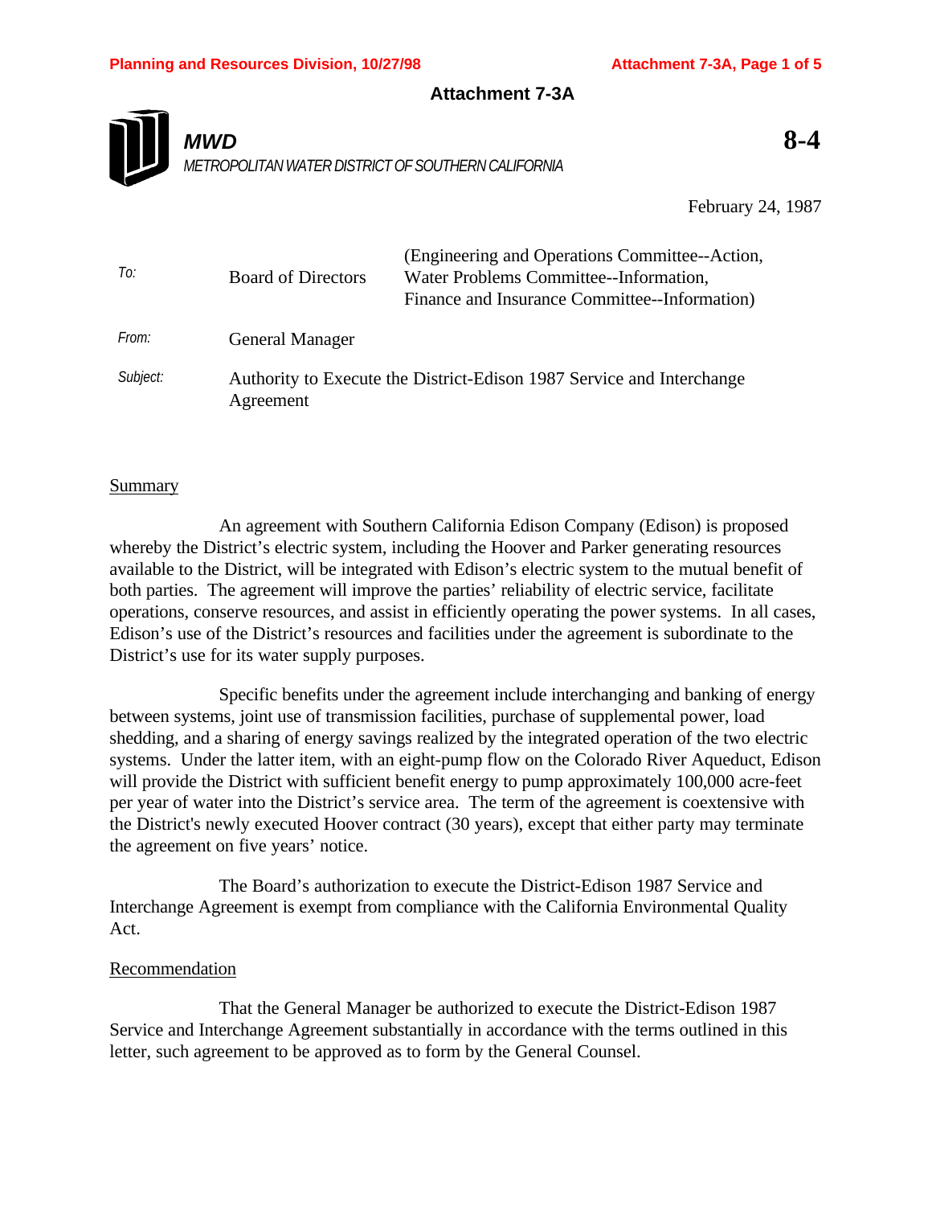# Attachment 7-3A

**MWD**

*METROPOLITAN WATER DISTRICT OF SOUTHERN CALIFORNIA*

**8-4**

February 24, 1987

| | | |
|---|---|---|
| *To:* | Board of Directors | (Engineering and Operations Committee--Action, Water Problems Committee--Information, Finance and Insurance Committee--Information) |
| *From:* | General Manager | |
| *Subject:* | Authority to Execute the District-Edison 1987 Service and Interchange Agreement | |

## Summary

An agreement with Southern California Edison Company (Edison) is proposed whereby the District's electric system, including the Hoover and Parker generating resources available to the District, will be integrated with Edison's electric system to the mutual benefit of both parties. The agreement will improve the parties' reliability of electric service, facilitate operations, conserve resources, and assist in efficiently operating the power systems. In all cases, Edison's use of the District's resources and facilities under the agreement is subordinate to the District's use for its water supply purposes.

Specific benefits under the agreement include interchanging and banking of energy between systems, joint use of transmission facilities, purchase of supplemental power, load shedding, and a sharing of energy savings realized by the integrated operation of the two electric systems. Under the latter item, with an eight-pump flow on the Colorado River Aqueduct, Edison will provide the District with sufficient benefit energy to pump approximately 100,000 acre-feet per year of water into the District's service area. The term of the agreement is coextensive with the District's newly executed Hoover contract (30 years), except that either party may terminate the agreement on five years' notice.

The Board's authorization to execute the District-Edison 1987 Service and Interchange Agreement is exempt from compliance with the California Environmental Quality Act.

## Recommendation

That the General Manager be authorized to execute the District-Edison 1987 Service and Interchange Agreement substantially in accordance with the terms outlined in this letter, such agreement to be approved as to form by the General Counsel.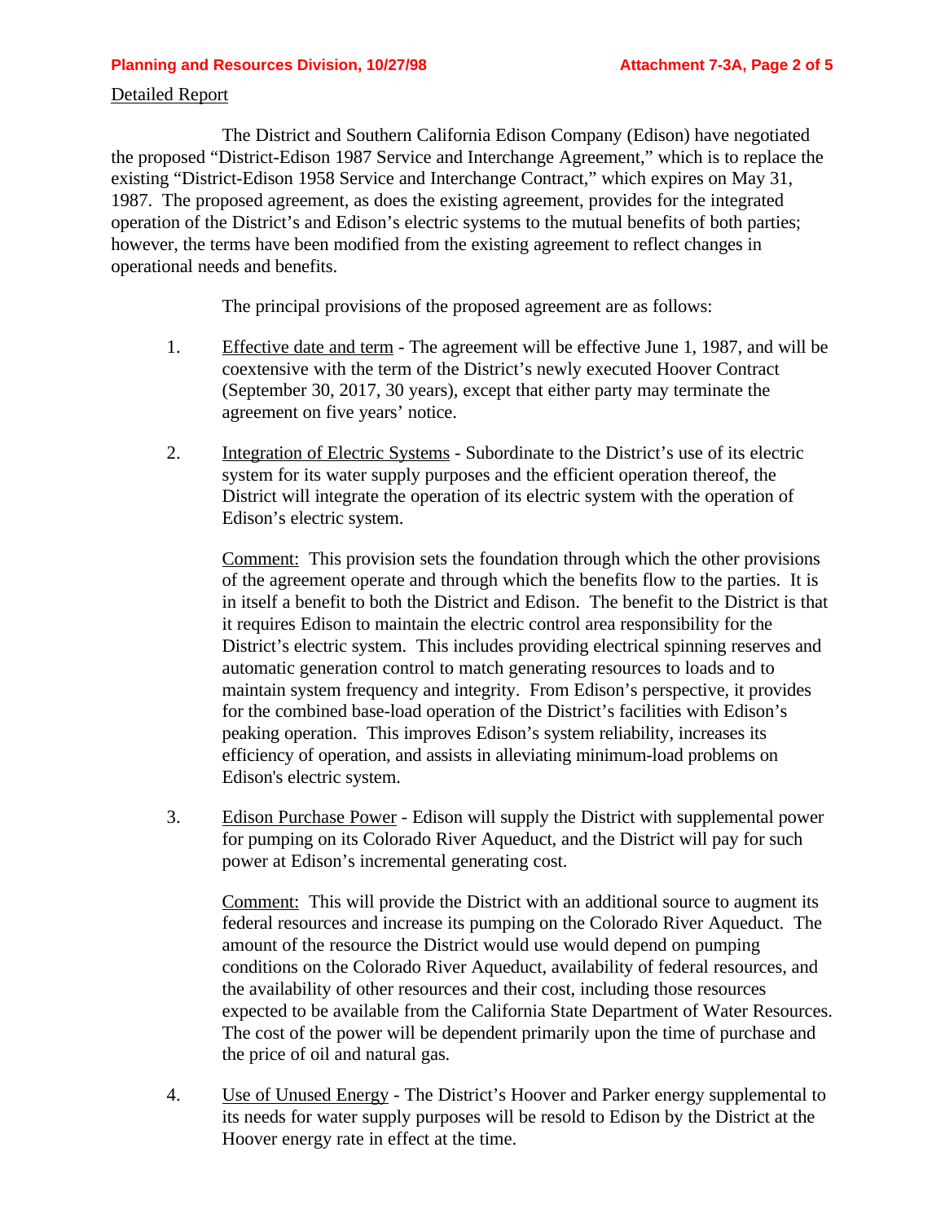Detailed Report

The District and Southern California Edison Company (Edison) have negotiated the proposed "District-Edison 1987 Service and Interchange Agreement," which is to replace the existing "District-Edison 1958 Service and Interchange Contract," which expires on May 31, 1987. The proposed agreement, as does the existing agreement, provides for the integrated operation of the District's and Edison's electric systems to the mutual benefits of both parties; however, the terms have been modified from the existing agreement to reflect changes in operational needs and benefits.

The principal provisions of the proposed agreement are as follows:

1. Effective date and term - The agreement will be effective June 1, 1987, and will be coextensive with the term of the District's newly executed Hoover Contract (September 30, 2017, 30 years), except that either party may terminate the agreement on five years' notice.

2. Integration of Electric Systems - Subordinate to the District's use of its electric system for its water supply purposes and the efficient operation thereof, the District will integrate the operation of its electric system with the operation of Edison's electric system.

   Comment: This provision sets the foundation through which the other provisions of the agreement operate and through which the benefits flow to the parties. It is in itself a benefit to both the District and Edison. The benefit to the District is that it requires Edison to maintain the electric control area responsibility for the District's electric system. This includes providing electrical spinning reserves and automatic generation control to match generating resources to loads and to maintain system frequency and integrity. From Edison's perspective, it provides for the combined base-load operation of the District's facilities with Edison's peaking operation. This improves Edison's system reliability, increases its efficiency of operation, and assists in alleviating minimum-load problems on Edison's electric system.

3. Edison Purchase Power - Edison will supply the District with supplemental power for pumping on its Colorado River Aqueduct, and the District will pay for such power at Edison's incremental generating cost.

   Comment: This will provide the District with an additional source to augment its federal resources and increase its pumping on the Colorado River Aqueduct. The amount of the resource the District would use would depend on pumping conditions on the Colorado River Aqueduct, availability of federal resources, and the availability of other resources and their cost, including those resources expected to be available from the California State Department of Water Resources. The cost of the power will be dependent primarily upon the time of purchase and the price of oil and natural gas.

4. Use of Unused Energy - The District's Hoover and Parker energy supplemental to its needs for water supply purposes will be resold to Edison by the District at the Hoover energy rate in effect at the time.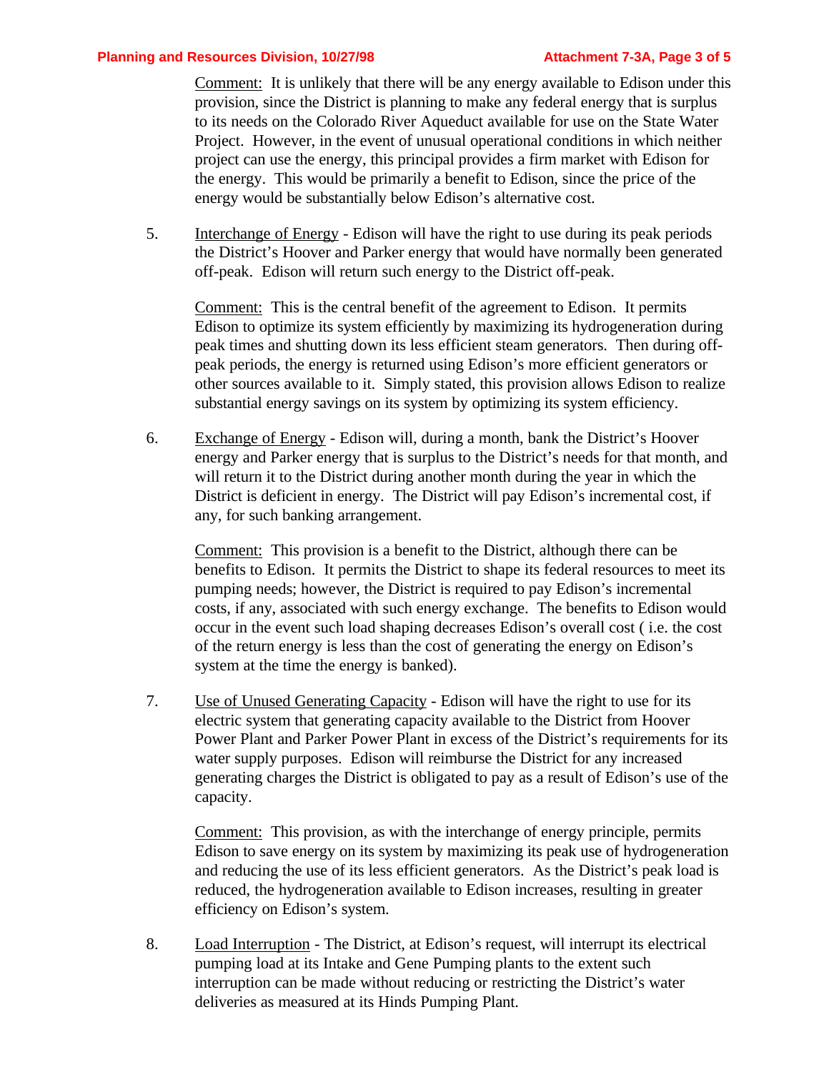Comment: It is unlikely that there will be any energy available to Edison under this provision, since the District is planning to make any federal energy that is surplus to its needs on the Colorado River Aqueduct available for use on the State Water Project. However, in the event of unusual operational conditions in which neither project can use the energy, this principal provides a firm market with Edison for the energy. This would be primarily a benefit to Edison, since the price of the energy would be substantially below Edison's alternative cost.

5. Interchange of Energy - Edison will have the right to use during its peak periods the District's Hoover and Parker energy that would have normally been generated off-peak. Edison will return such energy to the District off-peak.

   Comment: This is the central benefit of the agreement to Edison. It permits Edison to optimize its system efficiently by maximizing its hydrogeneration during peak times and shutting down its less efficient steam generators. Then during off-peak periods, the energy is returned using Edison's more efficient generators or other sources available to it. Simply stated, this provision allows Edison to realize substantial energy savings on its system by optimizing its system efficiency.

6. Exchange of Energy - Edison will, during a month, bank the District's Hoover energy and Parker energy that is surplus to the District's needs for that month, and will return it to the District during another month during the year in which the District is deficient in energy. The District will pay Edison's incremental cost, if any, for such banking arrangement.

   Comment: This provision is a benefit to the District, although there can be benefits to Edison. It permits the District to shape its federal resources to meet its pumping needs; however, the District is required to pay Edison's incremental costs, if any, associated with such energy exchange. The benefits to Edison would occur in the event such load shaping decreases Edison's overall cost ( i.e. the cost of the return energy is less than the cost of generating the energy on Edison's system at the time the energy is banked).

7. Use of Unused Generating Capacity - Edison will have the right to use for its electric system that generating capacity available to the District from Hoover Power Plant and Parker Power Plant in excess of the District's requirements for its water supply purposes. Edison will reimburse the District for any increased generating charges the District is obligated to pay as a result of Edison's use of the capacity.

   Comment: This provision, as with the interchange of energy principle, permits Edison to save energy on its system by maximizing its peak use of hydrogeneration and reducing the use of its less efficient generators. As the District's peak load is reduced, the hydrogeneration available to Edison increases, resulting in greater efficiency on Edison's system.

8. Load Interruption - The District, at Edison's request, will interrupt its electrical pumping load at its Intake and Gene Pumping plants to the extent such interruption can be made without reducing or restricting the District's water deliveries as measured at its Hinds Pumping Plant.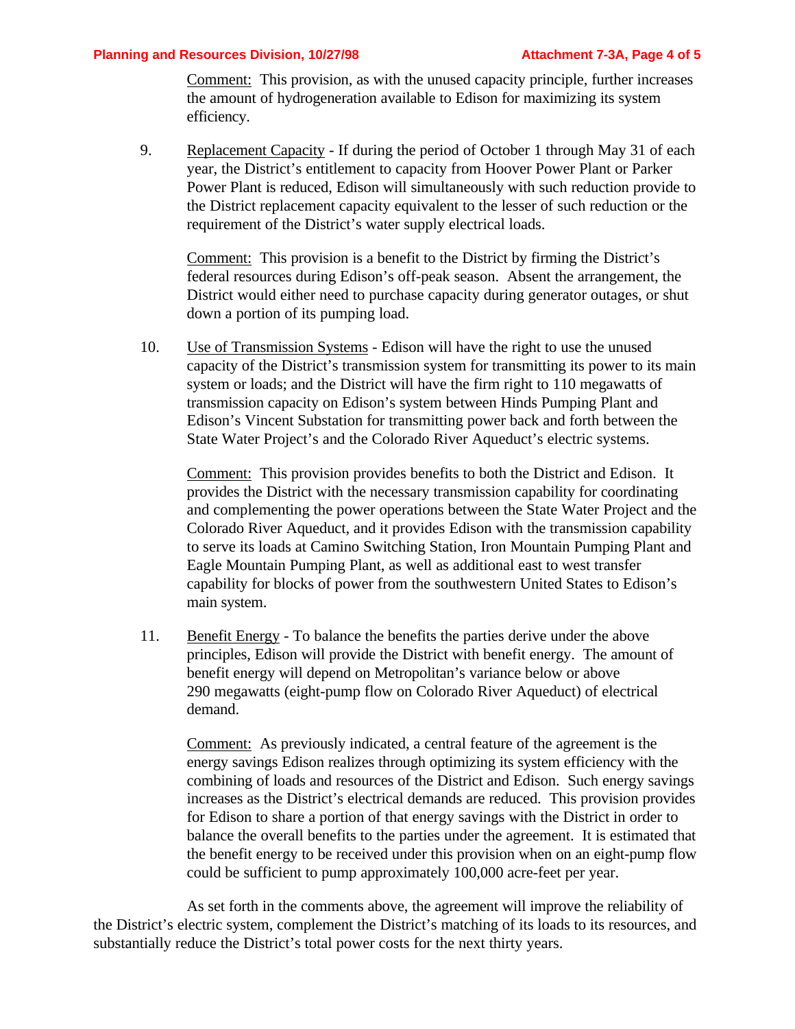Comment: This provision, as with the unused capacity principle, further increases the amount of hydrogeneration available to Edison for maximizing its system efficiency.

9. Replacement Capacity - If during the period of October 1 through May 31 of each year, the District's entitlement to capacity from Hoover Power Plant or Parker Power Plant is reduced, Edison will simultaneously with such reduction provide to the District replacement capacity equivalent to the lesser of such reduction or the requirement of the District's water supply electrical loads.

   Comment: This provision is a benefit to the District by firming the District's federal resources during Edison's off-peak season. Absent the arrangement, the District would either need to purchase capacity during generator outages, or shut down a portion of its pumping load.

10. Use of Transmission Systems - Edison will have the right to use the unused capacity of the District's transmission system for transmitting its power to its main system or loads; and the District will have the firm right to 110 megawatts of transmission capacity on Edison's system between Hinds Pumping Plant and Edison's Vincent Substation for transmitting power back and forth between the State Water Project's and the Colorado River Aqueduct's electric systems.

    Comment: This provision provides benefits to both the District and Edison. It provides the District with the necessary transmission capability for coordinating and complementing the power operations between the State Water Project and the Colorado River Aqueduct, and it provides Edison with the transmission capability to serve its loads at Camino Switching Station, Iron Mountain Pumping Plant and Eagle Mountain Pumping Plant, as well as additional east to west transfer capability for blocks of power from the southwestern United States to Edison's main system.

11. Benefit Energy - To balance the benefits the parties derive under the above principles, Edison will provide the District with benefit energy. The amount of benefit energy will depend on Metropolitan's variance below or above 290 megawatts (eight-pump flow on Colorado River Aqueduct) of electrical demand.

    Comment: As previously indicated, a central feature of the agreement is the energy savings Edison realizes through optimizing its system efficiency with the combining of loads and resources of the District and Edison. Such energy savings increases as the District's electrical demands are reduced. This provision provides for Edison to share a portion of that energy savings with the District in order to balance the overall benefits to the parties under the agreement. It is estimated that the benefit energy to be received under this provision when on an eight-pump flow could be sufficient to pump approximately 100,000 acre-feet per year.

As set forth in the comments above, the agreement will improve the reliability of the District's electric system, complement the District's matching of its loads to its resources, and substantially reduce the District's total power costs for the next thirty years.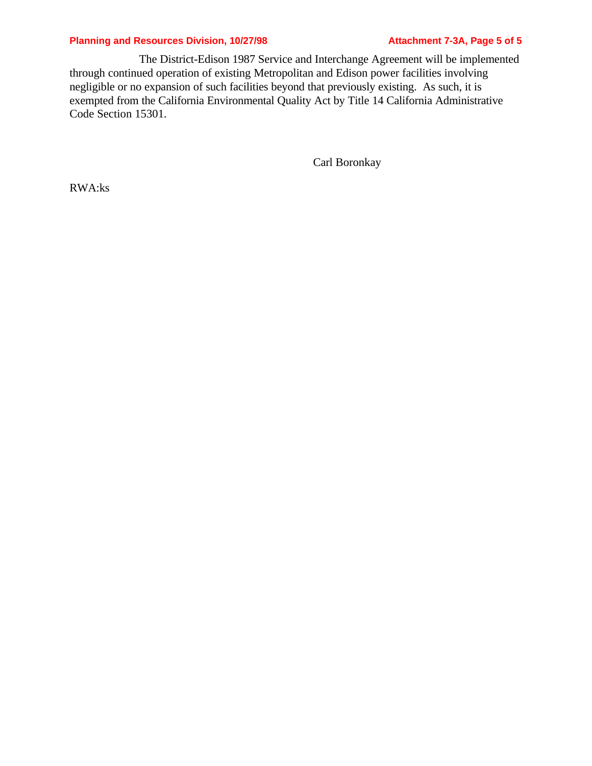The District-Edison 1987 Service and Interchange Agreement will be implemented through continued operation of existing Metropolitan and Edison power facilities involving negligible or no expansion of such facilities beyond that previously existing. As such, it is exempted from the California Environmental Quality Act by Title 14 California Administrative Code Section 15301.

Carl Boronkay

RWA:ks